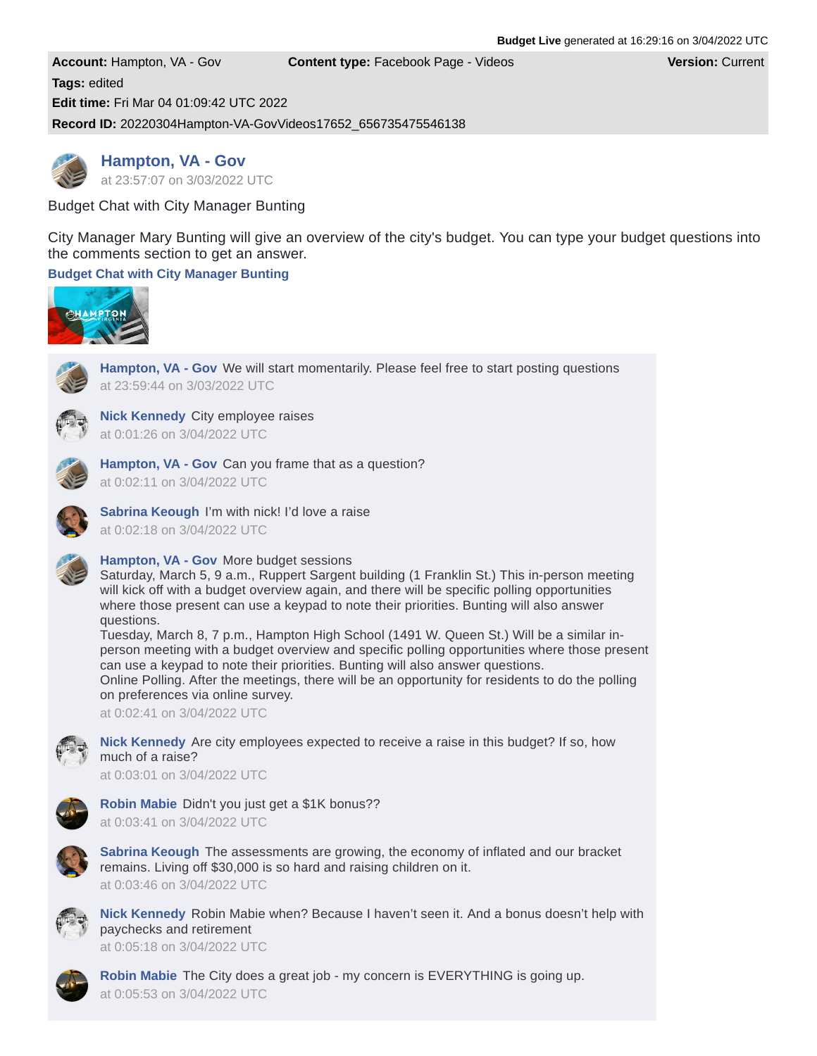**Budget Live** generated at 16:29:16 on 3/04/2022 UTC

**Account:** Hampton, VA - Gov **Content type:** Facebook Page - Videos **Version:** Current

**Tags:** edited

**Edit time:** Fri Mar 04 01:09:42 UTC 2022

**Record ID:** 20220304Hampton-VA-GovVideos17652_656735475546138

**Hampton, VA - Gov**
at 23:57:07 on 3/03/2022 UTC

Budget Chat with City Manager Bunting

City Manager Mary Bunting will give an overview of the city's budget. You can type your budget questions into the comments section to get an answer.

**Budget Chat with City Manager Bunting**

**Hampton, VA - Gov** We will start momentarily. Please feel free to start posting questions
at 23:59:44 on 3/03/2022 UTC

**Nick Kennedy** City employee raises
at 0:01:26 on 3/04/2022 UTC

**Hampton, VA - Gov** Can you frame that as a question?
at 0:02:11 on 3/04/2022 UTC

**Sabrina Keough** I'm with nick! I'd love a raise
at 0:02:18 on 3/04/2022 UTC

**Hampton, VA - Gov** More budget sessions
Saturday, March 5, 9 a.m., Ruppert Sargent building (1 Franklin St.) This in-person meeting will kick off with a budget overview again, and there will be specific polling opportunities where those present can use a keypad to note their priorities. Bunting will also answer questions.
Tuesday, March 8, 7 p.m., Hampton High School (1491 W. Queen St.) Will be a similar in-person meeting with a budget overview and specific polling opportunities where those present can use a keypad to note their priorities. Bunting will also answer questions.
Online Polling. After the meetings, there will be an opportunity for residents to do the polling on preferences via online survey.
at 0:02:41 on 3/04/2022 UTC

**Nick Kennedy** Are city employees expected to receive a raise in this budget? If so, how much of a raise?
at 0:03:01 on 3/04/2022 UTC

**Robin Mabie** Didn't you just get a $1K bonus??
at 0:03:41 on 3/04/2022 UTC

**Sabrina Keough** The assessments are growing, the economy of inflated and our bracket remains. Living off $30,000 is so hard and raising children on it.
at 0:03:46 on 3/04/2022 UTC

**Nick Kennedy** Robin Mabie when? Because I haven't seen it. And a bonus doesn't help with paychecks and retirement
at 0:05:18 on 3/04/2022 UTC

**Robin Mabie** The City does a great job - my concern is EVERYTHING is going up.
at 0:05:53 on 3/04/2022 UTC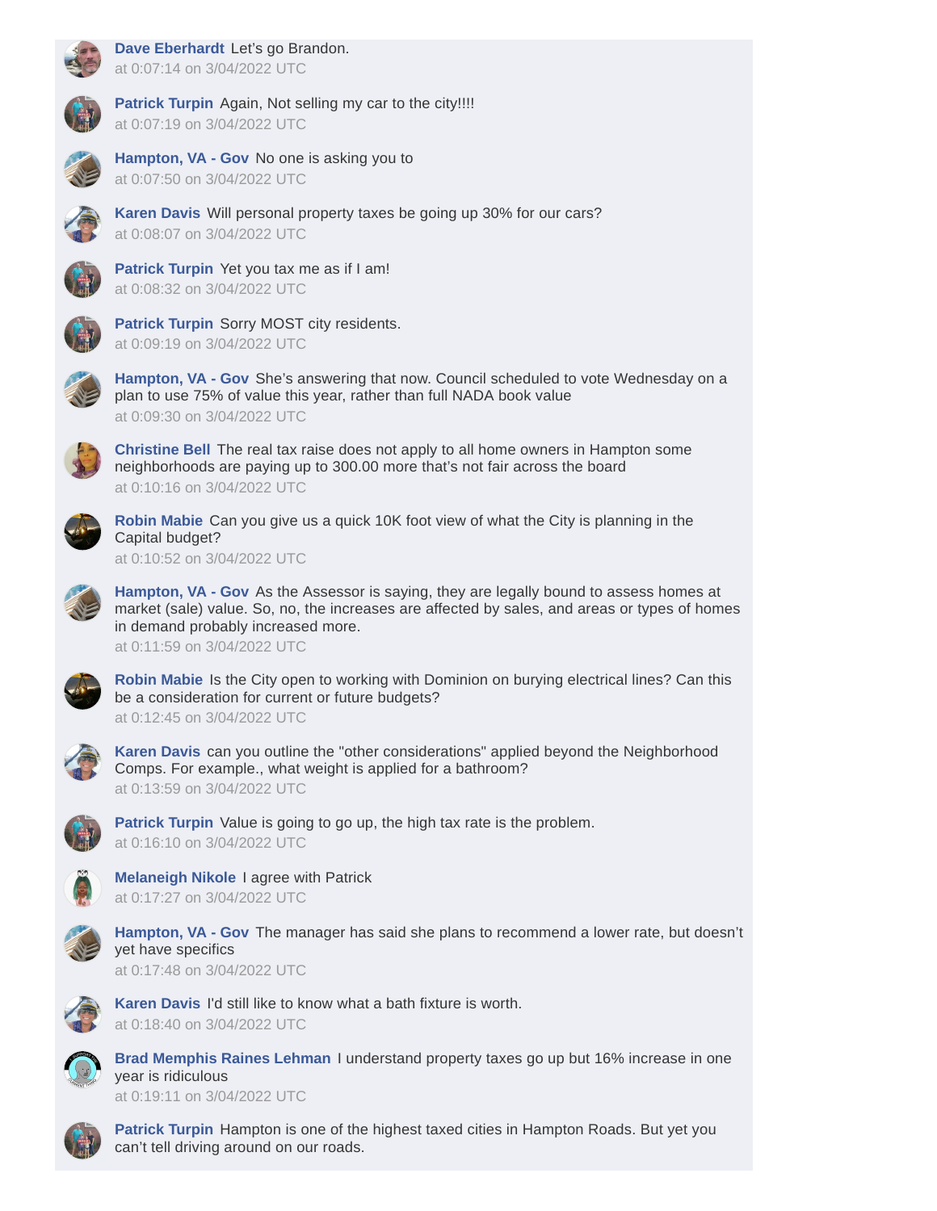**Dave Eberhardt** Let's go Brandon.
at 0:07:14 on 3/04/2022 UTC

**Patrick Turpin** Again, Not selling my car to the city!!!!
at 0:07:19 on 3/04/2022 UTC

**Hampton, VA - Gov** No one is asking you to
at 0:07:50 on 3/04/2022 UTC

**Karen Davis** Will personal property taxes be going up 30% for our cars?
at 0:08:07 on 3/04/2022 UTC

**Patrick Turpin** Yet you tax me as if I am!
at 0:08:32 on 3/04/2022 UTC

**Patrick Turpin** Sorry MOST city residents.
at 0:09:19 on 3/04/2022 UTC

**Hampton, VA - Gov** She's answering that now. Council scheduled to vote Wednesday on a plan to use 75% of value this year, rather than full NADA book value
at 0:09:30 on 3/04/2022 UTC

**Christine Bell** The real tax raise does not apply to all home owners in Hampton some neighborhoods are paying up to 300.00 more that's not fair across the board
at 0:10:16 on 3/04/2022 UTC

**Robin Mabie** Can you give us a quick 10K foot view of what the City is planning in the Capital budget?
at 0:10:52 on 3/04/2022 UTC

**Hampton, VA - Gov** As the Assessor is saying, they are legally bound to assess homes at market (sale) value. So, no, the increases are affected by sales, and areas or types of homes in demand probably increased more.
at 0:11:59 on 3/04/2022 UTC

**Robin Mabie** Is the City open to working with Dominion on burying electrical lines? Can this be a consideration for current or future budgets?
at 0:12:45 on 3/04/2022 UTC

**Karen Davis** can you outline the "other considerations" applied beyond the Neighborhood Comps. For example., what weight is applied for a bathroom?
at 0:13:59 on 3/04/2022 UTC

**Patrick Turpin** Value is going to go up, the high tax rate is the problem.
at 0:16:10 on 3/04/2022 UTC

**Melaneigh Nikole** I agree with Patrick
at 0:17:27 on 3/04/2022 UTC

**Hampton, VA - Gov** The manager has said she plans to recommend a lower rate, but doesn't yet have specifics
at 0:17:48 on 3/04/2022 UTC

**Karen Davis** I'd still like to know what a bath fixture is worth.
at 0:18:40 on 3/04/2022 UTC

**Brad Memphis Raines Lehman** I understand property taxes go up but 16% increase in one year is ridiculous
at 0:19:11 on 3/04/2022 UTC

**Patrick Turpin** Hampton is one of the highest taxed cities in Hampton Roads. But yet you can't tell driving around on our roads.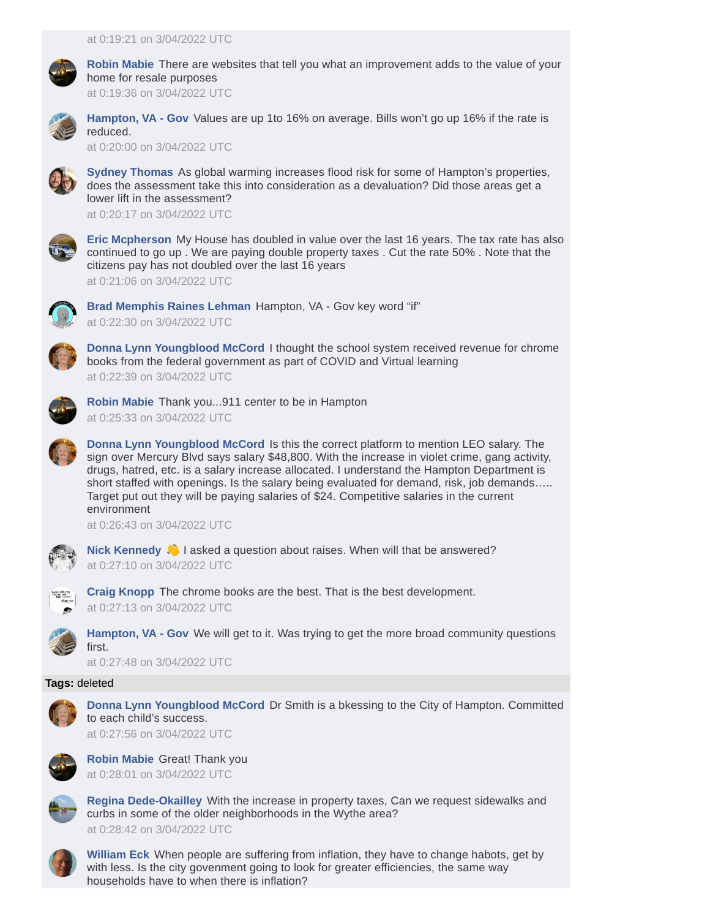at 0:19:21 on 3/04/2022 UTC

**Robin Mabie** There are websites that tell you what an improvement adds to the value of your home for resale purposes
at 0:19:36 on 3/04/2022 UTC

**Hampton, VA - Gov** Values are up 1to 16% on average. Bills won't go up 16% if the rate is reduced.
at 0:20:00 on 3/04/2022 UTC

**Sydney Thomas** As global warming increases flood risk for some of Hampton's properties, does the assessment take this into consideration as a devaluation? Did those areas get a lower lift in the assessment?
at 0:20:17 on 3/04/2022 UTC

**Eric Mcpherson** My House has doubled in value over the last 16 years. The tax rate has also continued to go up . We are paying double property taxes . Cut the rate 50% . Note that the citizens pay has not doubled over the last 16 years
at 0:21:06 on 3/04/2022 UTC

**Brad Memphis Raines Lehman** Hampton, VA - Gov key word "if"
at 0:22:30 on 3/04/2022 UTC

**Donna Lynn Youngblood McCord** I thought the school system received revenue for chrome books from the federal government as part of COVID and Virtual learning
at 0:22:39 on 3/04/2022 UTC

**Robin Mabie** Thank you...911 center to be in Hampton
at 0:25:33 on 3/04/2022 UTC

**Donna Lynn Youngblood McCord** Is this the correct platform to mention LEO salary. The sign over Mercury Blvd says salary $48,800. With the increase in violet crime, gang activity, drugs, hatred, etc. is a salary increase allocated. I understand the Hampton Department is short staffed with openings. Is the salary being evaluated for demand, risk, job demands….. Target put out they will be paying salaries of $24. Competitive salaries in the current environment
at 0:26:43 on 3/04/2022 UTC

**Nick Kennedy** 👋 I asked a question about raises. When will that be answered?
at 0:27:10 on 3/04/2022 UTC

**Craig Knopp** The chrome books are the best. That is the best development.
at 0:27:13 on 3/04/2022 UTC

**Hampton, VA - Gov** We will get to it. Was trying to get the more broad community questions first.
at 0:27:48 on 3/04/2022 UTC

**Tags:** deleted

**Donna Lynn Youngblood McCord** Dr Smith is a bkessing to the City of Hampton. Committed to each child's success.
at 0:27:56 on 3/04/2022 UTC

**Robin Mabie** Great! Thank you
at 0:28:01 on 3/04/2022 UTC

**Regina Dede-Okailley** With the increase in property taxes, Can we request sidewalks and curbs in some of the older neighborhoods in the Wythe area?
at 0:28:42 on 3/04/2022 UTC

**William Eck** When people are suffering from inflation, they have to change habots, get by with less. Is the city govenment going to look for greater efficiencies, the same way households have to when there is inflation?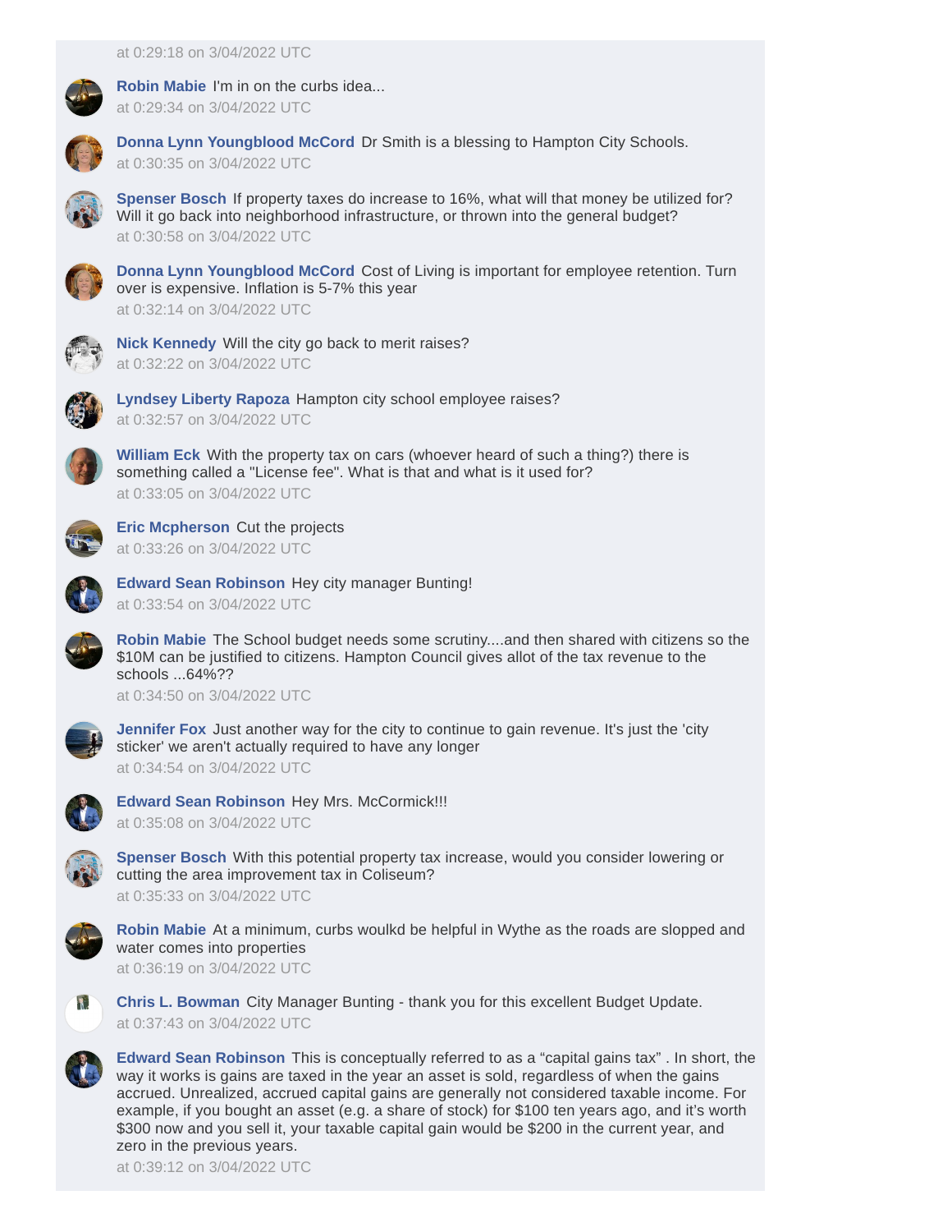at 0:29:18 on 3/04/2022 UTC

**Robin Mabie** I'm in on the curbs idea...
at 0:29:34 on 3/04/2022 UTC

**Donna Lynn Youngblood McCord** Dr Smith is a blessing to Hampton City Schools.
at 0:30:35 on 3/04/2022 UTC

**Spenser Bosch** If property taxes do increase to 16%, what will that money be utilized for? Will it go back into neighborhood infrastructure, or thrown into the general budget?
at 0:30:58 on 3/04/2022 UTC

**Donna Lynn Youngblood McCord** Cost of Living is important for employee retention. Turn over is expensive. Inflation is 5-7% this year
at 0:32:14 on 3/04/2022 UTC

**Nick Kennedy** Will the city go back to merit raises?
at 0:32:22 on 3/04/2022 UTC

**Lyndsey Liberty Rapoza** Hampton city school employee raises?
at 0:32:57 on 3/04/2022 UTC

**William Eck** With the property tax on cars (whoever heard of such a thing?) there is something called a "License fee". What is that and what is it used for?
at 0:33:05 on 3/04/2022 UTC

**Eric Mcpherson** Cut the projects
at 0:33:26 on 3/04/2022 UTC

**Edward Sean Robinson** Hey city manager Bunting!
at 0:33:54 on 3/04/2022 UTC

**Robin Mabie** The School budget needs some scrutiny....and then shared with citizens so the $10M can be justified to citizens. Hampton Council gives allot of the tax revenue to the schools ...64%??
at 0:34:50 on 3/04/2022 UTC

**Jennifer Fox** Just another way for the city to continue to gain revenue. It's just the 'city sticker' we aren't actually required to have any longer
at 0:34:54 on 3/04/2022 UTC

**Edward Sean Robinson** Hey Mrs. McCormick!!!
at 0:35:08 on 3/04/2022 UTC

**Spenser Bosch** With this potential property tax increase, would you consider lowering or cutting the area improvement tax in Coliseum?
at 0:35:33 on 3/04/2022 UTC

**Robin Mabie** At a minimum, curbs woulkd be helpful in Wythe as the roads are slopped and water comes into properties
at 0:36:19 on 3/04/2022 UTC

**Chris L. Bowman** City Manager Bunting - thank you for this excellent Budget Update.
at 0:37:43 on 3/04/2022 UTC

**Edward Sean Robinson** This is conceptually referred to as a “capital gains tax” . In short, the way it works is gains are taxed in the year an asset is sold, regardless of when the gains accrued. Unrealized, accrued capital gains are generally not considered taxable income. For example, if you bought an asset (e.g. a share of stock) for $100 ten years ago, and it’s worth $300 now and you sell it, your taxable capital gain would be $200 in the current year, and zero in the previous years.
at 0:39:12 on 3/04/2022 UTC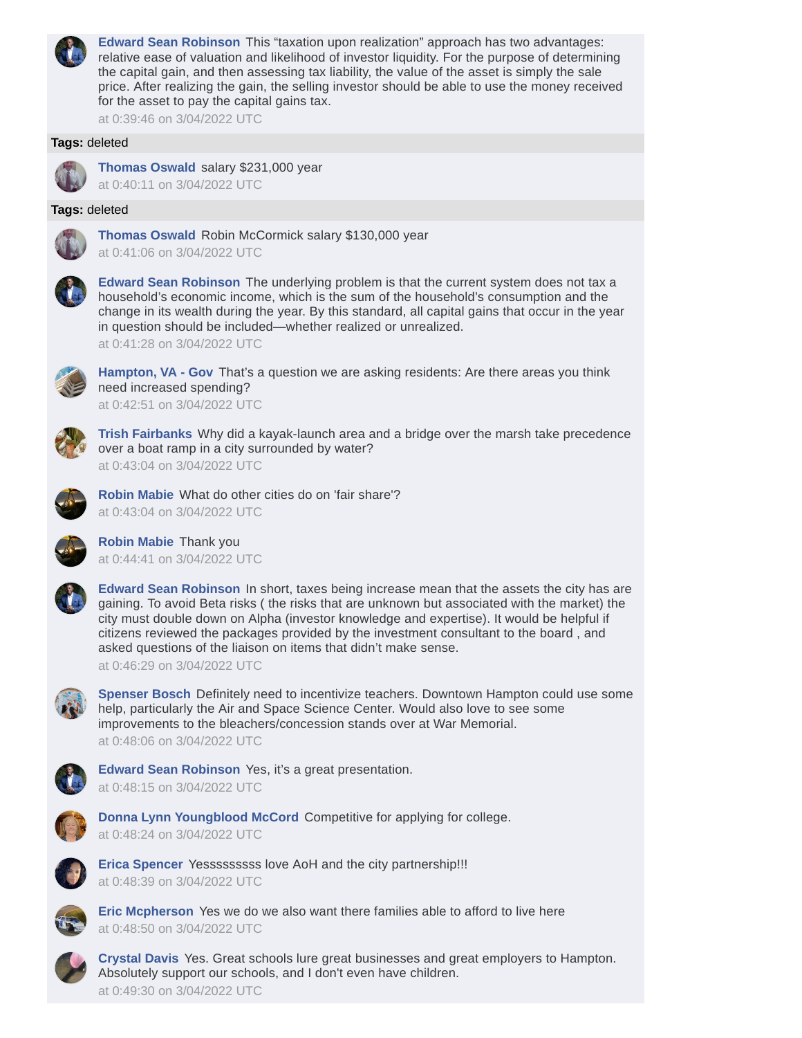**Edward Sean Robinson** This “taxation upon realization” approach has two advantages: relative ease of valuation and likelihood of investor liquidity. For the purpose of determining the capital gain, and then assessing tax liability, the value of the asset is simply the sale price. After realizing the gain, the selling investor should be able to use the money received for the asset to pay the capital gains tax.
at 0:39:46 on 3/04/2022 UTC

**Tags:** deleted

**Thomas Oswald** salary $231,000 year
at 0:40:11 on 3/04/2022 UTC

**Tags:** deleted

**Thomas Oswald** Robin McCormick salary $130,000 year
at 0:41:06 on 3/04/2022 UTC

**Edward Sean Robinson** The underlying problem is that the current system does not tax a household’s economic income, which is the sum of the household’s consumption and the change in its wealth during the year. By this standard, all capital gains that occur in the year in question should be included—whether realized or unrealized.
at 0:41:28 on 3/04/2022 UTC

**Hampton, VA - Gov** That’s a question we are asking residents: Are there areas you think need increased spending?
at 0:42:51 on 3/04/2022 UTC

**Trish Fairbanks** Why did a kayak-launch area and a bridge over the marsh take precedence over a boat ramp in a city surrounded by water?
at 0:43:04 on 3/04/2022 UTC

**Robin Mabie** What do other cities do on 'fair share'?
at 0:43:04 on 3/04/2022 UTC

**Robin Mabie** Thank you
at 0:44:41 on 3/04/2022 UTC

**Edward Sean Robinson** In short, taxes being increase mean that the assets the city has are gaining. To avoid Beta risks ( the risks that are unknown but associated with the market) the city must double down on Alpha (investor knowledge and expertise). It would be helpful if citizens reviewed the packages provided by the investment consultant to the board , and asked questions of the liaison on items that didn’t make sense.
at 0:46:29 on 3/04/2022 UTC

**Spenser Bosch** Definitely need to incentivize teachers. Downtown Hampton could use some help, particularly the Air and Space Science Center. Would also love to see some improvements to the bleachers/concession stands over at War Memorial.
at 0:48:06 on 3/04/2022 UTC

**Edward Sean Robinson** Yes, it’s a great presentation.
at 0:48:15 on 3/04/2022 UTC

**Donna Lynn Youngblood McCord** Competitive for applying for college.
at 0:48:24 on 3/04/2022 UTC

**Erica Spencer** Yesssssssss love AoH and the city partnership!!!
at 0:48:39 on 3/04/2022 UTC

**Eric Mcpherson** Yes we do we also want there families able to afford to live here
at 0:48:50 on 3/04/2022 UTC

**Crystal Davis** Yes. Great schools lure great businesses and great employers to Hampton. Absolutely support our schools, and I don't even have children.
at 0:49:30 on 3/04/2022 UTC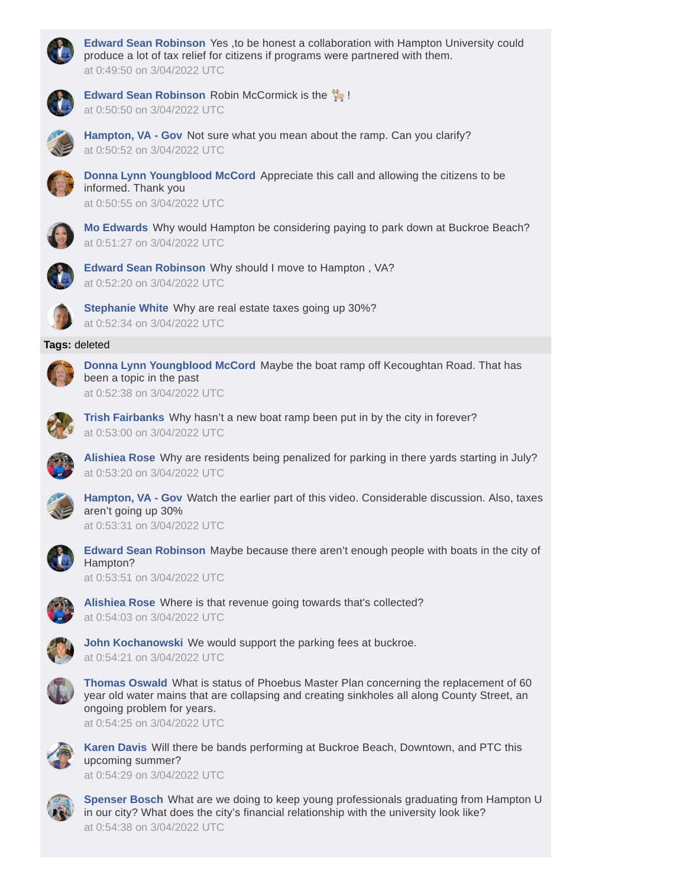**Edward Sean Robinson** Yes ,to be honest a collaboration with Hampton University could produce a lot of tax relief for citizens if programs were partnered with them.
at 0:49:50 on 3/04/2022 UTC

**Edward Sean Robinson** Robin McCormick is the 🐐 !
at 0:50:50 on 3/04/2022 UTC

**Hampton, VA - Gov** Not sure what you mean about the ramp. Can you clarify?
at 0:50:52 on 3/04/2022 UTC

**Donna Lynn Youngblood McCord** Appreciate this call and allowing the citizens to be informed. Thank you
at 0:50:55 on 3/04/2022 UTC

**Mo Edwards** Why would Hampton be considering paying to park down at Buckroe Beach?
at 0:51:27 on 3/04/2022 UTC

**Edward Sean Robinson** Why should I move to Hampton , VA?
at 0:52:20 on 3/04/2022 UTC

**Stephanie White** Why are real estate taxes going up 30%?
at 0:52:34 on 3/04/2022 UTC

**Tags:** deleted

**Donna Lynn Youngblood McCord** Maybe the boat ramp off Kecoughtan Road. That has been a topic in the past
at 0:52:38 on 3/04/2022 UTC

**Trish Fairbanks** Why hasn't a new boat ramp been put in by the city in forever?
at 0:53:00 on 3/04/2022 UTC

**Alishiea Rose** Why are residents being penalized for parking in there yards starting in July?
at 0:53:20 on 3/04/2022 UTC

**Hampton, VA - Gov** Watch the earlier part of this video. Considerable discussion. Also, taxes aren't going up 30%
at 0:53:31 on 3/04/2022 UTC

**Edward Sean Robinson** Maybe because there aren't enough people with boats in the city of Hampton?
at 0:53:51 on 3/04/2022 UTC

**Alishiea Rose** Where is that revenue going towards that's collected?
at 0:54:03 on 3/04/2022 UTC

**John Kochanowski** We would support the parking fees at buckroe.
at 0:54:21 on 3/04/2022 UTC

**Thomas Oswald** What is status of Phoebus Master Plan concerning the replacement of 60 year old water mains that are collapsing and creating sinkholes all along County Street, an ongoing problem for years.
at 0:54:25 on 3/04/2022 UTC

**Karen Davis** Will there be bands performing at Buckroe Beach, Downtown, and PTC this upcoming summer?
at 0:54:29 on 3/04/2022 UTC

**Spenser Bosch** What are we doing to keep young professionals graduating from Hampton U in our city? What does the city's financial relationship with the university look like?
at 0:54:38 on 3/04/2022 UTC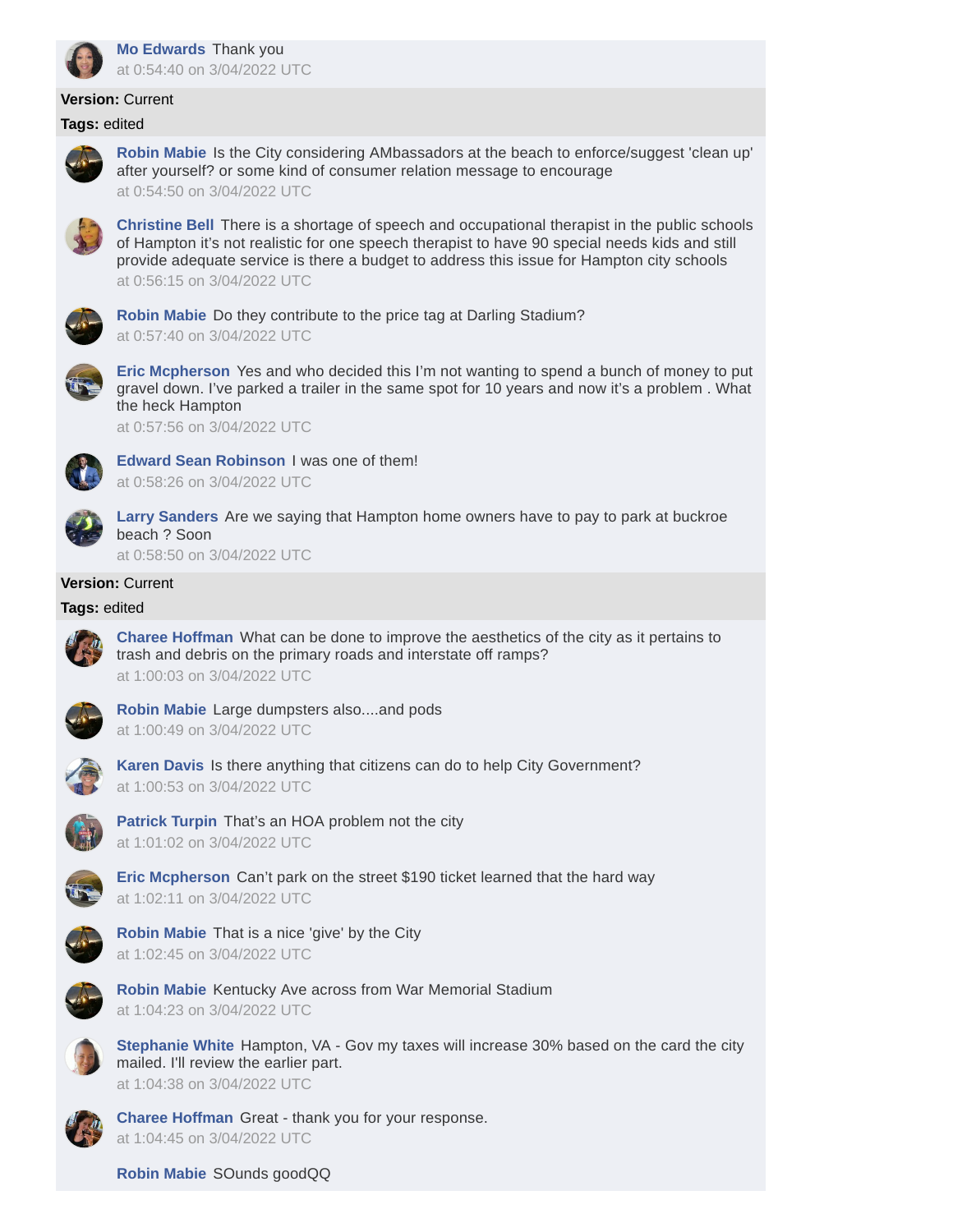**Mo Edwards** Thank you
at 0:54:40 on 3/04/2022 UTC

**Version:** Current
**Tags:** edited

**Robin Mabie** Is the City considering AMbassadors at the beach to enforce/suggest 'clean up' after yourself? or some kind of consumer relation message to encourage
at 0:54:50 on 3/04/2022 UTC

**Christine Bell** There is a shortage of speech and occupational therapist in the public schools of Hampton it's not realistic for one speech therapist to have 90 special needs kids and still provide adequate service is there a budget to address this issue for Hampton city schools
at 0:56:15 on 3/04/2022 UTC

**Robin Mabie** Do they contribute to the price tag at Darling Stadium?
at 0:57:40 on 3/04/2022 UTC

**Eric Mcpherson** Yes and who decided this I'm not wanting to spend a bunch of money to put gravel down. I've parked a trailer in the same spot for 10 years and now it's a problem . What the heck Hampton
at 0:57:56 on 3/04/2022 UTC

**Edward Sean Robinson** I was one of them!
at 0:58:26 on 3/04/2022 UTC

**Larry Sanders** Are we saying that Hampton home owners have to pay to park at buckroe beach ? Soon
at 0:58:50 on 3/04/2022 UTC

**Version:** Current
**Tags:** edited

**Charee Hoffman** What can be done to improve the aesthetics of the city as it pertains to trash and debris on the primary roads and interstate off ramps?
at 1:00:03 on 3/04/2022 UTC

**Robin Mabie** Large dumpsters also....and pods
at 1:00:49 on 3/04/2022 UTC

**Karen Davis** Is there anything that citizens can do to help City Government?
at 1:00:53 on 3/04/2022 UTC

**Patrick Turpin** That's an HOA problem not the city
at 1:01:02 on 3/04/2022 UTC

**Eric Mcpherson** Can't park on the street $190 ticket learned that the hard way
at 1:02:11 on 3/04/2022 UTC

**Robin Mabie** That is a nice 'give' by the City
at 1:02:45 on 3/04/2022 UTC

**Robin Mabie** Kentucky Ave across from War Memorial Stadium
at 1:04:23 on 3/04/2022 UTC

**Stephanie White** Hampton, VA - Gov my taxes will increase 30% based on the card the city mailed. I'll review the earlier part.
at 1:04:38 on 3/04/2022 UTC

**Charee Hoffman** Great - thank you for your response.
at 1:04:45 on 3/04/2022 UTC

**Robin Mabie** SOunds goodQQ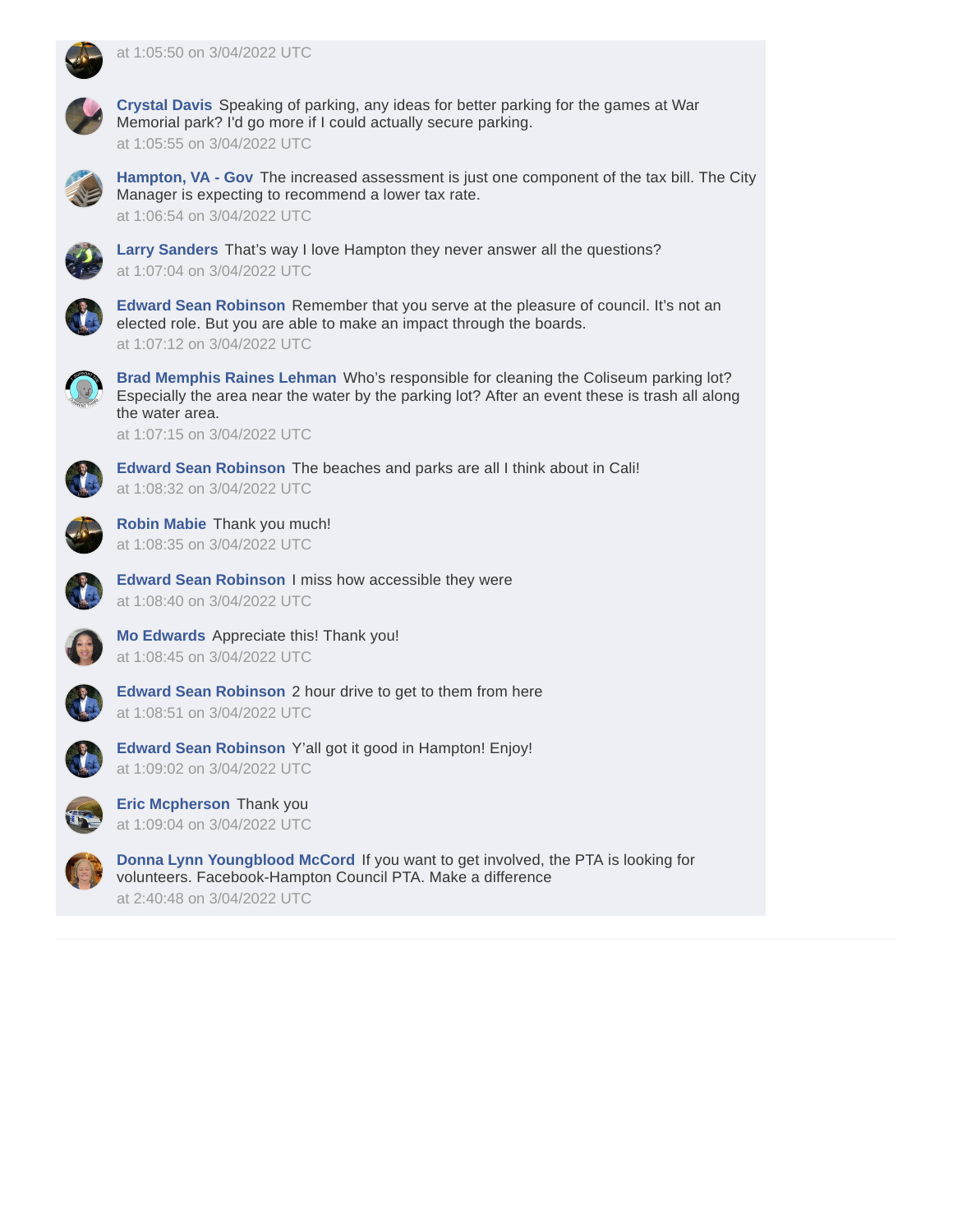at 1:05:50 on 3/04/2022 UTC

**Crystal Davis** Speaking of parking, any ideas for better parking for the games at War Memorial park? I'd go more if I could actually secure parking.
at 1:05:55 on 3/04/2022 UTC

**Hampton, VA - Gov** The increased assessment is just one component of the tax bill. The City Manager is expecting to recommend a lower tax rate.
at 1:06:54 on 3/04/2022 UTC

**Larry Sanders** That's way I love Hampton they never answer all the questions?
at 1:07:04 on 3/04/2022 UTC

**Edward Sean Robinson** Remember that you serve at the pleasure of council. It's not an elected role. But you are able to make an impact through the boards.
at 1:07:12 on 3/04/2022 UTC

**Brad Memphis Raines Lehman** Who's responsible for cleaning the Coliseum parking lot? Especially the area near the water by the parking lot? After an event these is trash all along the water area.
at 1:07:15 on 3/04/2022 UTC

**Edward Sean Robinson** The beaches and parks are all I think about in Cali!
at 1:08:32 on 3/04/2022 UTC

**Robin Mabie** Thank you much!
at 1:08:35 on 3/04/2022 UTC

**Edward Sean Robinson** I miss how accessible they were
at 1:08:40 on 3/04/2022 UTC

**Mo Edwards** Appreciate this! Thank you!
at 1:08:45 on 3/04/2022 UTC

**Edward Sean Robinson** 2 hour drive to get to them from here
at 1:08:51 on 3/04/2022 UTC

**Edward Sean Robinson** Y'all got it good in Hampton! Enjoy!
at 1:09:02 on 3/04/2022 UTC

**Eric Mcpherson** Thank you
at 1:09:04 on 3/04/2022 UTC

**Donna Lynn Youngblood McCord** If you want to get involved, the PTA is looking for volunteers. Facebook-Hampton Council PTA. Make a difference
at 2:40:48 on 3/04/2022 UTC